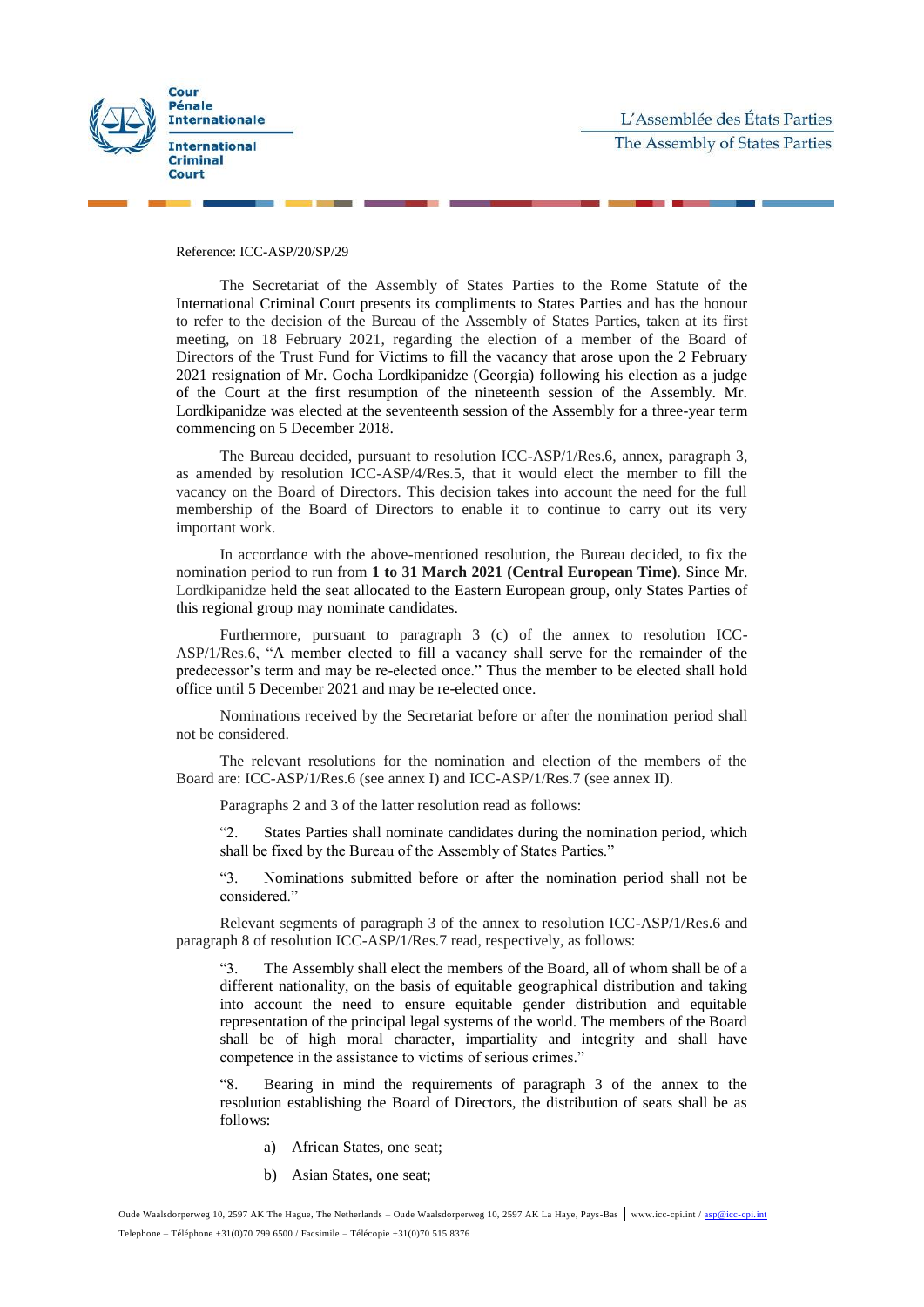Cour Pénale Internationale

International Criminal Court

L'Assemblée des États Parties

The Assembly of States Parties

Reference: ICC-ASP/20/SP/29

The Secretariat of the Assembly of States Parties to the Rome Statute of the International Criminal Court presents its compliments to States Parties and has the honour to refer to the decision of the Bureau of the Assembly of States Parties, taken at its first meeting, on 18 February 2021, regarding the election of a member of the Board of Directors of the Trust Fund for Victims to fill the vacancy that arose upon the 2 February 2021 resignation of Mr. Gocha Lordkipanidze (Georgia) following his election as a judge of the Court at the first resumption of the nineteenth session of the Assembly. Mr. Lordkipanidze was elected at the seventeenth session of the Assembly for a three-year term commencing on 5 December 2018.

The Bureau decided, pursuant to resolution ICC-ASP/1/Res.6, annex, paragraph 3, as amended by resolution ICC-ASP/4/Res.5, that it would elect the member to fill the vacancy on the Board of Directors. This decision takes into account the need for the full membership of the Board of Directors to enable it to continue to carry out its very important work.

In accordance with the above-mentioned resolution, the Bureau decided, to fix the nomination period to run from **1 to 31 March 2021 (Central European Time)**. Since Mr. Lordkipanidze held the seat allocated to the Eastern European group, only States Parties of this regional group may nominate candidates.

Furthermore, pursuant to paragraph 3 (c) of the annex to resolution ICC-ASP/1/Res.6, "A member elected to fill a vacancy shall serve for the remainder of the predecessor's term and may be re-elected once." Thus the member to be elected shall hold office until 5 December 2021 and may be re-elected once.

Nominations received by the Secretariat before or after the nomination period shall not be considered.

The relevant resolutions for the nomination and election of the members of the Board are: ICC-ASP/1/Res.6 (see annex I) and ICC-ASP/1/Res.7 (see annex II).

Paragraphs 2 and 3 of the latter resolution read as follows:

> "2. States Parties shall nominate candidates during the nomination period, which shall be fixed by the Bureau of the Assembly of States Parties."
>
> "3. Nominations submitted before or after the nomination period shall not be considered."

Relevant segments of paragraph 3 of the annex to resolution ICC-ASP/1/Res.6 and paragraph 8 of resolution ICC-ASP/1/Res.7 read, respectively, as follows:

> "3. The Assembly shall elect the members of the Board, all of whom shall be of a different nationality, on the basis of equitable geographical distribution and taking into account the need to ensure equitable gender distribution and equitable representation of the principal legal systems of the world. The members of the Board shall be of high moral character, impartiality and integrity and shall have competence in the assistance to victims of serious crimes."
>
> "8. Bearing in mind the requirements of paragraph 3 of the annex to the resolution establishing the Board of Directors, the distribution of seats shall be as follows:
>
> a) African States, one seat;
>
> b) Asian States, one seat;

Oude Waalsdorperweg 10, 2597 AK The Hague, The Netherlands – Oude Waalsdorperweg 10, 2597 AK La Haye, Pays-Bas | www.icc-cpi.int / asp@icc-cpi.int

Telephone – Téléphone +31(0)70 799 6500 / Facsimile – Télécopie +31(0)70 515 8376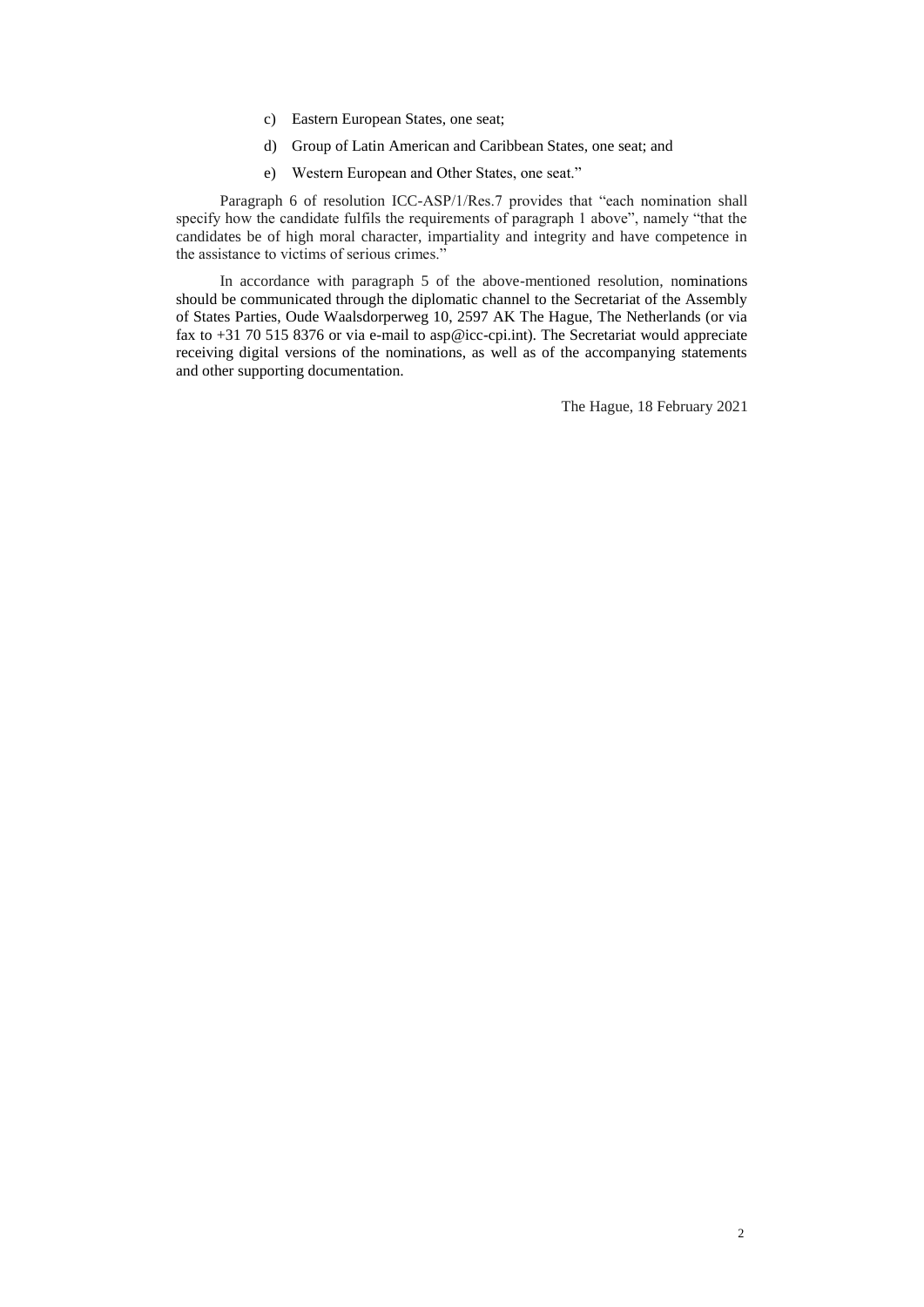c) Eastern European States, one seat;

d) Group of Latin American and Caribbean States, one seat; and

e) Western European and Other States, one seat."

Paragraph 6 of resolution ICC-ASP/1/Res.7 provides that "each nomination shall specify how the candidate fulfils the requirements of paragraph 1 above", namely "that the candidates be of high moral character, impartiality and integrity and have competence in the assistance to victims of serious crimes."

In accordance with paragraph 5 of the above-mentioned resolution, nominations should be communicated through the diplomatic channel to the Secretariat of the Assembly of States Parties, Oude Waalsdorperweg 10, 2597 AK The Hague, The Netherlands (or via fax to +31 70 515 8376 or via e-mail to asp@icc-cpi.int). The Secretariat would appreciate receiving digital versions of the nominations, as well as of the accompanying statements and other supporting documentation.

The Hague, 18 February 2021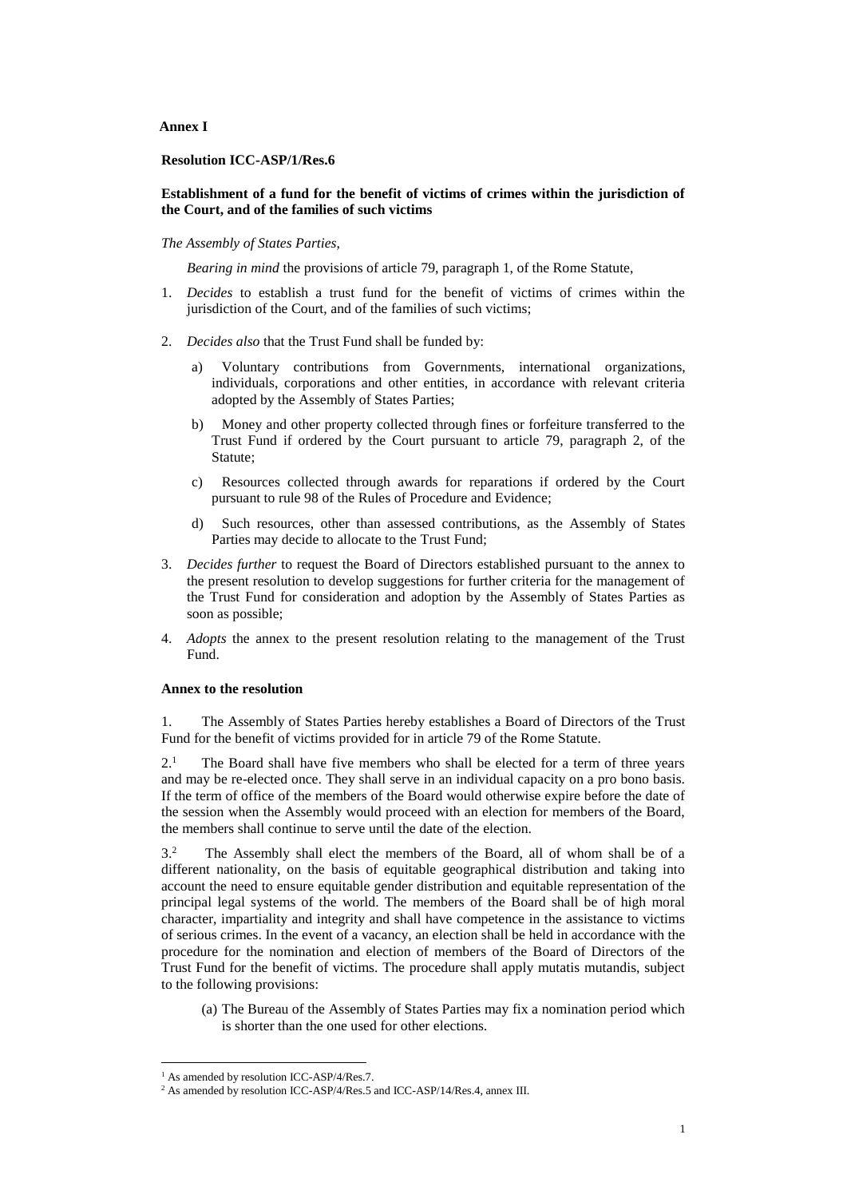**Annex I**

**Resolution ICC-ASP/1/Res.6**

**Establishment of a fund for the benefit of victims of crimes within the jurisdiction of the Court, and of the families of such victims**

*The Assembly of States Parties*,

*Bearing in mind* the provisions of article 79, paragraph 1, of the Rome Statute,

1. *Decides* to establish a trust fund for the benefit of victims of crimes within the jurisdiction of the Court, and of the families of such victims;

2. *Decides also* that the Trust Fund shall be funded by:

   a) Voluntary contributions from Governments, international organizations, individuals, corporations and other entities, in accordance with relevant criteria adopted by the Assembly of States Parties;

   b) Money and other property collected through fines or forfeiture transferred to the Trust Fund if ordered by the Court pursuant to article 79, paragraph 2, of the Statute;

   c) Resources collected through awards for reparations if ordered by the Court pursuant to rule 98 of the Rules of Procedure and Evidence;

   d) Such resources, other than assessed contributions, as the Assembly of States Parties may decide to allocate to the Trust Fund;

3. *Decides further* to request the Board of Directors established pursuant to the annex to the present resolution to develop suggestions for further criteria for the management of the Trust Fund for consideration and adoption by the Assembly of States Parties as soon as possible;

4. *Adopts* the annex to the present resolution relating to the management of the Trust Fund.

**Annex to the resolution**

1. The Assembly of States Parties hereby establishes a Board of Directors of the Trust Fund for the benefit of victims provided for in article 79 of the Rome Statute.

2.[1] The Board shall have five members who shall be elected for a term of three years and may be re-elected once. They shall serve in an individual capacity on a pro bono basis. If the term of office of the members of the Board would otherwise expire before the date of the session when the Assembly would proceed with an election for members of the Board, the members shall continue to serve until the date of the election.

3.[2] The Assembly shall elect the members of the Board, all of whom shall be of a different nationality, on the basis of equitable geographical distribution and taking into account the need to ensure equitable gender distribution and equitable representation of the principal legal systems of the world. The members of the Board shall be of high moral character, impartiality and integrity and shall have competence in the assistance to victims of serious crimes. In the event of a vacancy, an election shall be held in accordance with the procedure for the nomination and election of members of the Board of Directors of the Trust Fund for the benefit of victims. The procedure shall apply mutatis mutandis, subject to the following provisions:

   (a) The Bureau of the Assembly of States Parties may fix a nomination period which is shorter than the one used for other elections.

[1] As amended by resolution ICC-ASP/4/Res.7.

[2] As amended by resolution ICC-ASP/4/Res.5 and ICC-ASP/14/Res.4, annex III.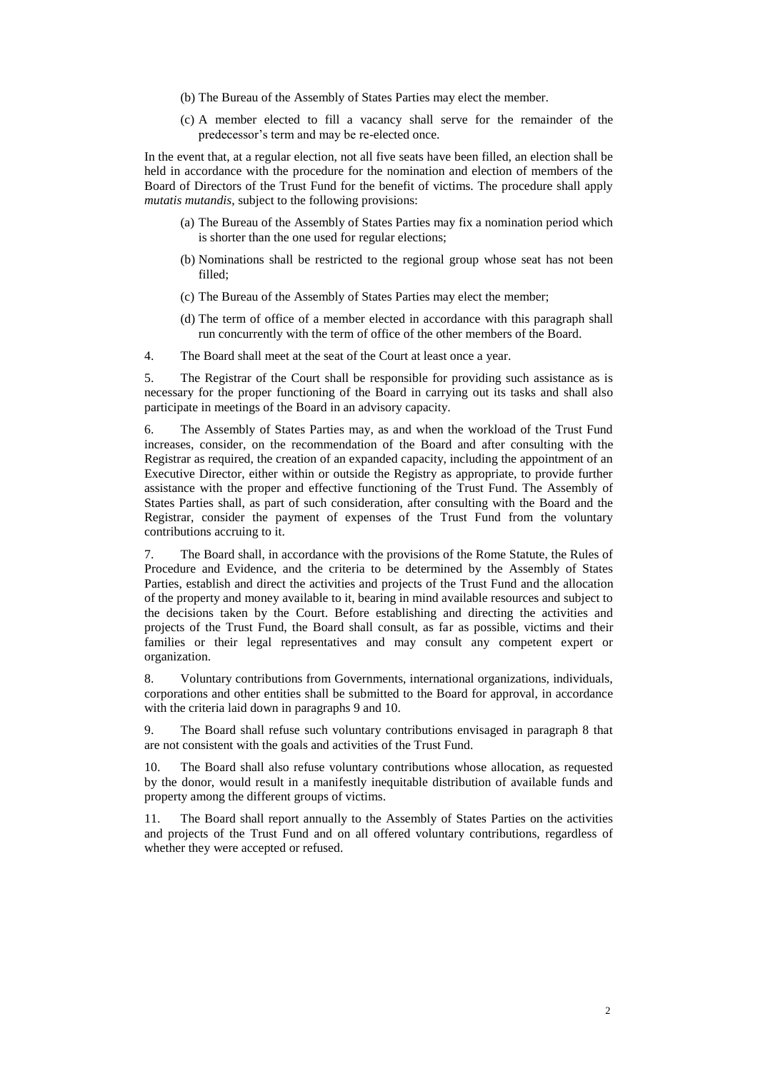(b) The Bureau of the Assembly of States Parties may elect the member.

(c) A member elected to fill a vacancy shall serve for the remainder of the predecessor's term and may be re-elected once.

In the event that, at a regular election, not all five seats have been filled, an election shall be held in accordance with the procedure for the nomination and election of members of the Board of Directors of the Trust Fund for the benefit of victims. The procedure shall apply *mutatis mutandis*, subject to the following provisions:

(a) The Bureau of the Assembly of States Parties may fix a nomination period which is shorter than the one used for regular elections;

(b) Nominations shall be restricted to the regional group whose seat has not been filled;

(c) The Bureau of the Assembly of States Parties may elect the member;

(d) The term of office of a member elected in accordance with this paragraph shall run concurrently with the term of office of the other members of the Board.

4. The Board shall meet at the seat of the Court at least once a year.

5. The Registrar of the Court shall be responsible for providing such assistance as is necessary for the proper functioning of the Board in carrying out its tasks and shall also participate in meetings of the Board in an advisory capacity.

6. The Assembly of States Parties may, as and when the workload of the Trust Fund increases, consider, on the recommendation of the Board and after consulting with the Registrar as required, the creation of an expanded capacity, including the appointment of an Executive Director, either within or outside the Registry as appropriate, to provide further assistance with the proper and effective functioning of the Trust Fund. The Assembly of States Parties shall, as part of such consideration, after consulting with the Board and the Registrar, consider the payment of expenses of the Trust Fund from the voluntary contributions accruing to it.

7. The Board shall, in accordance with the provisions of the Rome Statute, the Rules of Procedure and Evidence, and the criteria to be determined by the Assembly of States Parties, establish and direct the activities and projects of the Trust Fund and the allocation of the property and money available to it, bearing in mind available resources and subject to the decisions taken by the Court. Before establishing and directing the activities and projects of the Trust Fund, the Board shall consult, as far as possible, victims and their families or their legal representatives and may consult any competent expert or organization.

8. Voluntary contributions from Governments, international organizations, individuals, corporations and other entities shall be submitted to the Board for approval, in accordance with the criteria laid down in paragraphs 9 and 10.

9. The Board shall refuse such voluntary contributions envisaged in paragraph 8 that are not consistent with the goals and activities of the Trust Fund.

10. The Board shall also refuse voluntary contributions whose allocation, as requested by the donor, would result in a manifestly inequitable distribution of available funds and property among the different groups of victims.

11. The Board shall report annually to the Assembly of States Parties on the activities and projects of the Trust Fund and on all offered voluntary contributions, regardless of whether they were accepted or refused.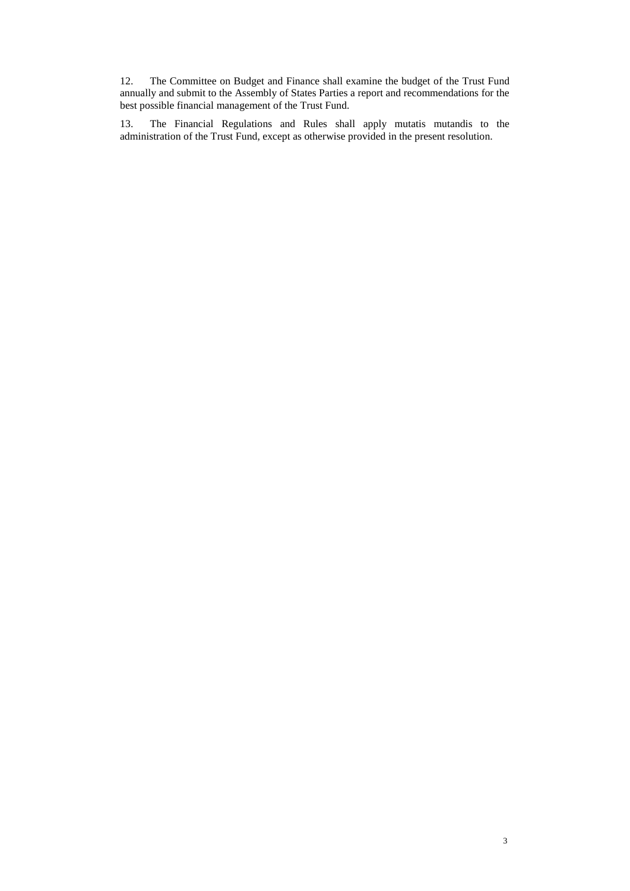12. The Committee on Budget and Finance shall examine the budget of the Trust Fund annually and submit to the Assembly of States Parties a report and recommendations for the best possible financial management of the Trust Fund.

13. The Financial Regulations and Rules shall apply mutatis mutandis to the administration of the Trust Fund, except as otherwise provided in the present resolution.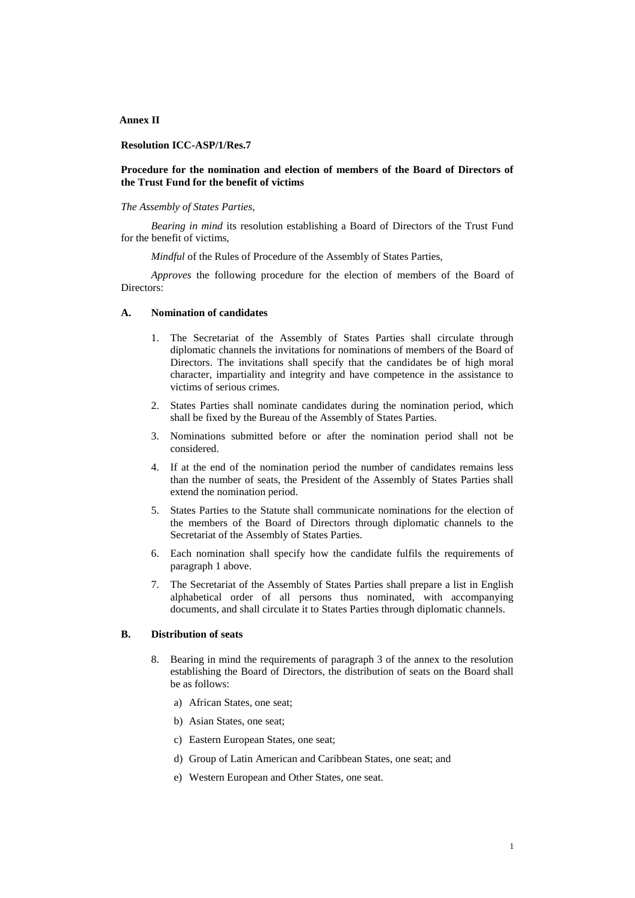**Annex II**

**Resolution ICC-ASP/1/Res.7**

**Procedure for the nomination and election of members of the Board of Directors of the Trust Fund for the benefit of victims**

*The Assembly of States Parties,*

*Bearing in mind* its resolution establishing a Board of Directors of the Trust Fund for the benefit of victims,

*Mindful* of the Rules of Procedure of the Assembly of States Parties,

*Approves* the following procedure for the election of members of the Board of Directors:

**A. Nomination of candidates**

1. The Secretariat of the Assembly of States Parties shall circulate through diplomatic channels the invitations for nominations of members of the Board of Directors. The invitations shall specify that the candidates be of high moral character, impartiality and integrity and have competence in the assistance to victims of serious crimes.

2. States Parties shall nominate candidates during the nomination period, which shall be fixed by the Bureau of the Assembly of States Parties.

3. Nominations submitted before or after the nomination period shall not be considered.

4. If at the end of the nomination period the number of candidates remains less than the number of seats, the President of the Assembly of States Parties shall extend the nomination period.

5. States Parties to the Statute shall communicate nominations for the election of the members of the Board of Directors through diplomatic channels to the Secretariat of the Assembly of States Parties.

6. Each nomination shall specify how the candidate fulfils the requirements of paragraph 1 above.

7. The Secretariat of the Assembly of States Parties shall prepare a list in English alphabetical order of all persons thus nominated, with accompanying documents, and shall circulate it to States Parties through diplomatic channels.

**B. Distribution of seats**

8. Bearing in mind the requirements of paragraph 3 of the annex to the resolution establishing the Board of Directors, the distribution of seats on the Board shall be as follows:

   a) African States, one seat;

   b) Asian States, one seat;

   c) Eastern European States, one seat;

   d) Group of Latin American and Caribbean States, one seat; and

   e) Western European and Other States, one seat.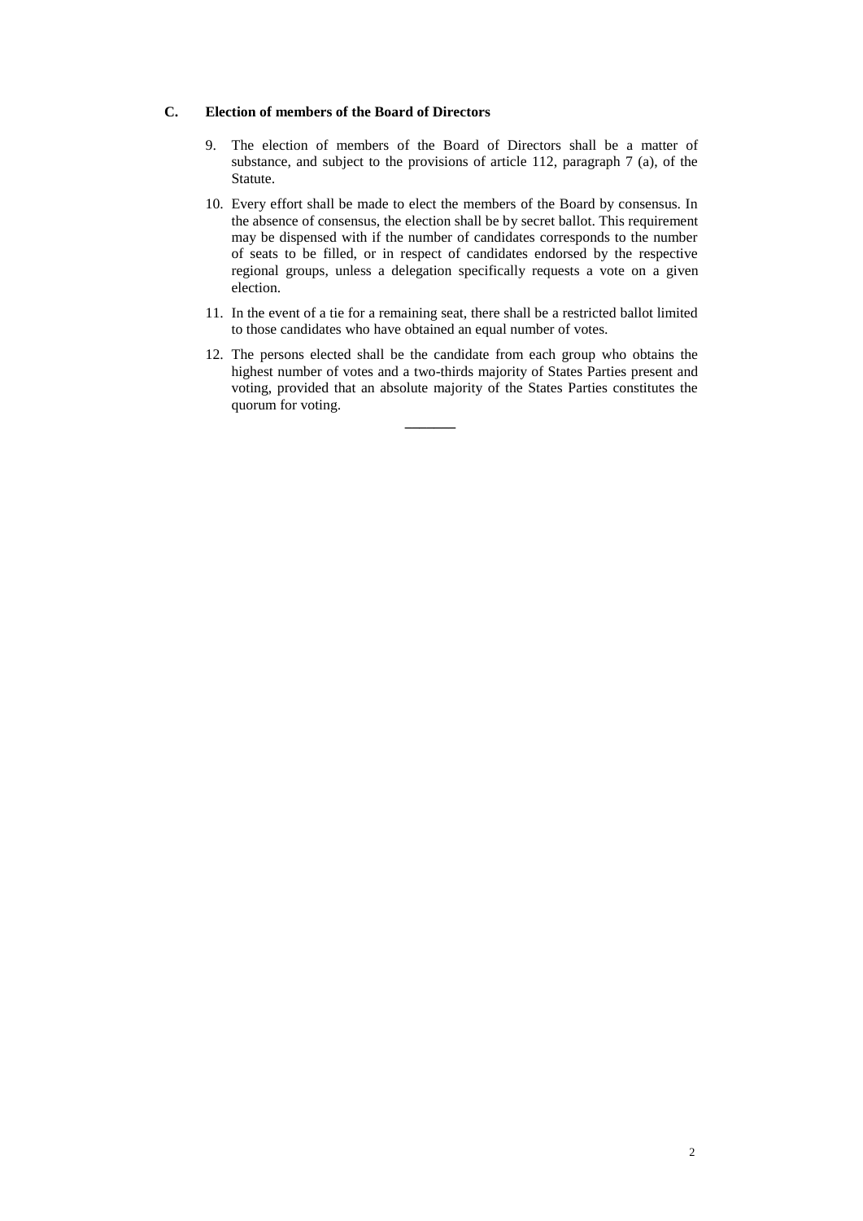## C. Election of members of the Board of Directors

9. The election of members of the Board of Directors shall be a matter of substance, and subject to the provisions of article 112, paragraph 7 (a), of the Statute.

10. Every effort shall be made to elect the members of the Board by consensus. In the absence of consensus, the election shall be by secret ballot. This requirement may be dispensed with if the number of candidates corresponds to the number of seats to be filled, or in respect of candidates endorsed by the respective regional groups, unless a delegation specifically requests a vote on a given election.

11. In the event of a tie for a remaining seat, there shall be a restricted ballot limited to those candidates who have obtained an equal number of votes.

12. The persons elected shall be the candidate from each group who obtains the highest number of votes and a two-thirds majority of States Parties present and voting, provided that an absolute majority of the States Parties constitutes the quorum for voting.

---